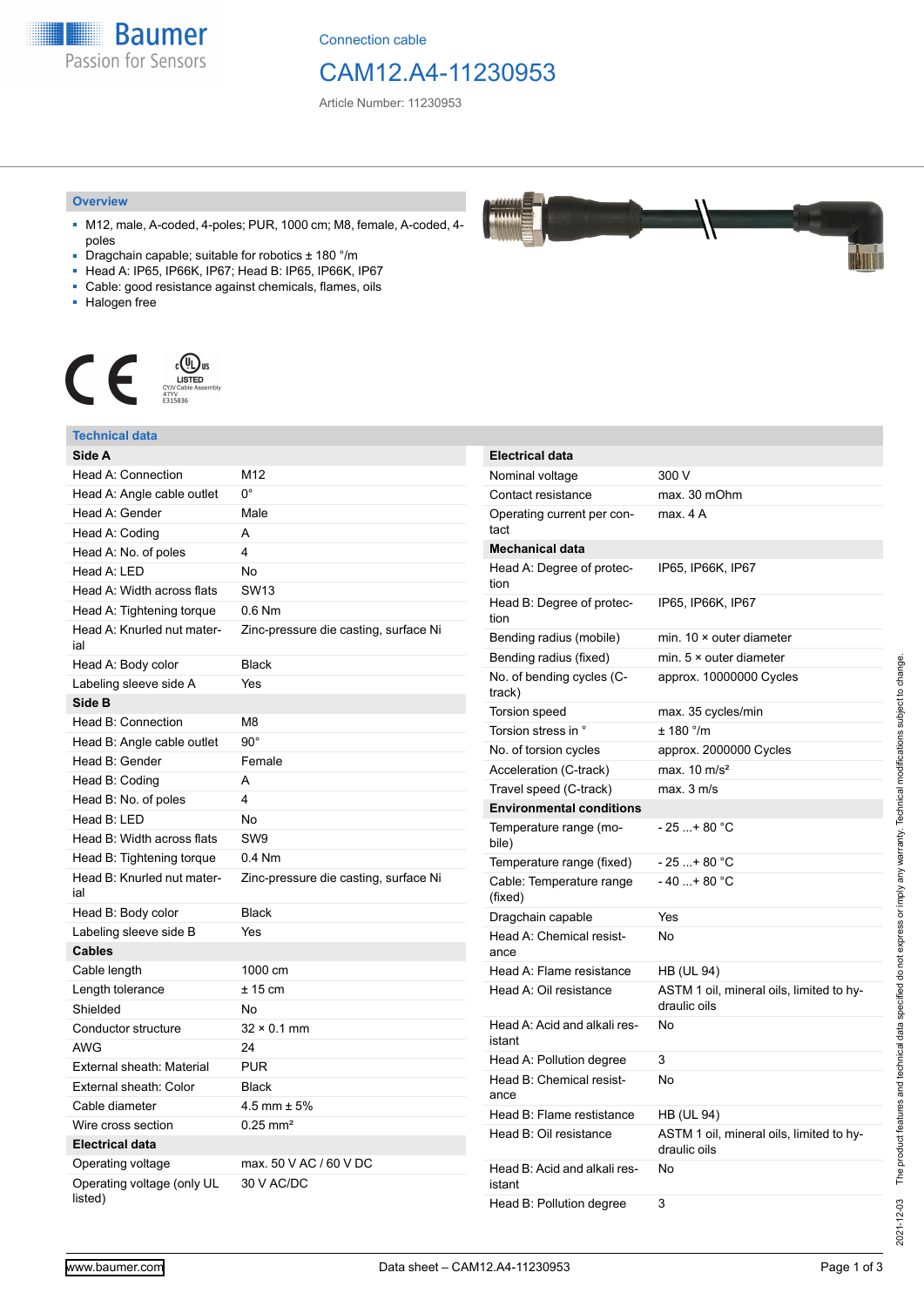Connection cable

# CAM12.A4-11230953

Article Number: 11230953

## Overview

- M12, male, A-coded, 4-poles; PUR, 1000 cm; M8, female, A-coded, 4-poles
- Dragchain capable; suitable for robotics ± 180 °/m
- Head A: IP65, IP66K, IP67; Head B: IP65, IP66K, IP67
- Cable: good resistance against chemicals, flames, oils
- Halogen free

LISTED CYJV Cable Assembly 47YV E315836

## Technical data

| **Side A** | |
|---|---|
| Head A: Connection | M12 |
| Head A: Angle cable outlet | 0° |
| Head A: Gender | Male |
| Head A: Coding | A |
| Head A: No. of poles | 4 |
| Head A: LED | No |
| Head A: Width across flats | SW13 |
| Head A: Tightening torque | 0.6 Nm |
| Head A: Knurled nut material | Zinc-pressure die casting, surface Ni |
| Head A: Body color | Black |
| Labeling sleeve side A | Yes |
| **Side B** | |
| Head B: Connection | M8 |
| Head B: Angle cable outlet | 90° |
| Head B: Gender | Female |
| Head B: Coding | A |
| Head B: No. of poles | 4 |
| Head B: LED | No |
| Head B: Width across flats | SW9 |
| Head B: Tightening torque | 0.4 Nm |
| Head B: Knurled nut material | Zinc-pressure die casting, surface Ni |
| Head B: Body color | Black |
| Labeling sleeve side B | Yes |
| **Cables** | |
| Cable length | 1000 cm |
| Length tolerance | ± 15 cm |
| Shielded | No |
| Conductor structure | 32 × 0.1 mm |
| AWG | 24 |
| External sheath: Material | PUR |
| External sheath: Color | Black |
| Cable diameter | 4.5 mm ± 5% |
| Wire cross section | 0.25 mm² |
| **Electrical data** | |
| Operating voltage | max. 50 V AC / 60 V DC |
| Operating voltage (only UL listed) | 30 V AC/DC |

| **Electrical data** | |
|---|---|
| Nominal voltage | 300 V |
| Contact resistance | max. 30 mOhm |
| Operating current per contact | max. 4 A |
| **Mechanical data** | |
| Head A: Degree of protection | IP65, IP66K, IP67 |
| Head B: Degree of protection | IP65, IP66K, IP67 |
| Bending radius (mobile) | min. 10 × outer diameter |
| Bending radius (fixed) | min. 5 × outer diameter |
| No. of bending cycles (C-track) | approx. 10000000 Cycles |
| Torsion speed | max. 35 cycles/min |
| Torsion stress in ° | ± 180 °/m |
| No. of torsion cycles | approx. 2000000 Cycles |
| Acceleration (C-track) | max. 10 m/s² |
| Travel speed (C-track) | max. 3 m/s |
| **Environmental conditions** | |
| Temperature range (mobile) | - 25 ...+ 80 °C |
| Temperature range (fixed) | - 25 ...+ 80 °C |
| Cable: Temperature range (fixed) | - 40 ...+ 80 °C |
| Dragchain capable | Yes |
| Head A: Chemical resistance | No |
| Head A: Flame resistance | HB (UL 94) |
| Head A: Oil resistance | ASTM 1 oil, mineral oils, limited to hydraulic oils |
| Head A: Acid and alkali resistant | No |
| Head A: Pollution degree | 3 |
| Head B: Chemical resistance | No |
| Head B: Flame resistance | HB (UL 94) |
| Head B: Oil resistance | ASTM 1 oil, mineral oils, limited to hydraulic oils |
| Head B: Acid and alkali resistant | No |
| Head B: Pollution degree | 3 |

The product features and technical data specified do not express or imply any warranty. Technical modifications subject to change.
2021-12-03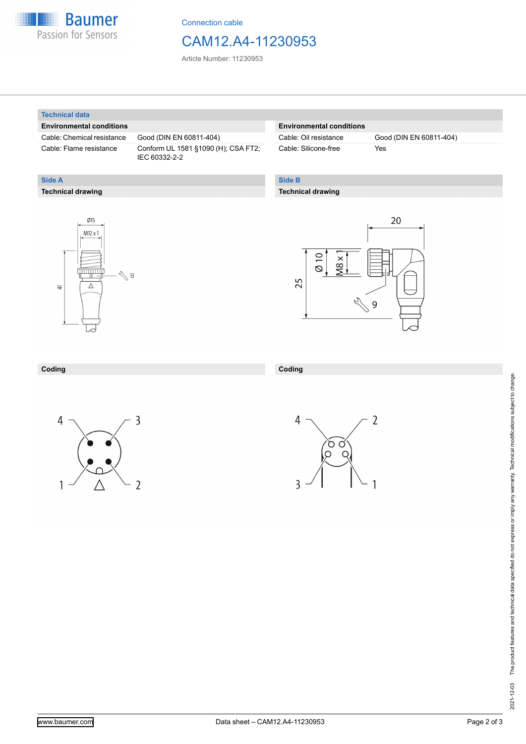## Technical data

| Environmental conditions | |
|---|---|
| Cable: Chemical resistance | Good (DIN EN 60811-404) |
| Cable: Flame resistance | Conform UL 1581 §1090 (H); CSA FT2; IEC 60332-2-2 |

| Environmental conditions | |
|---|---|
| Cable: Oil resistance | Good (DIN EN 60811-404) |
| Cable: Silicone-free | Yes |

## Side A

### Technical drawing

Ø15

M12 x 1

13

41

### Coding

4 3

1 2

## Side B

### Technical drawing

20

Ø 10

M8 x 1

25

9

### Coding

4 2

3 1

2021-12-03 The product features and technical data specified do not express or imply any warranty. Technical modifications subject to change.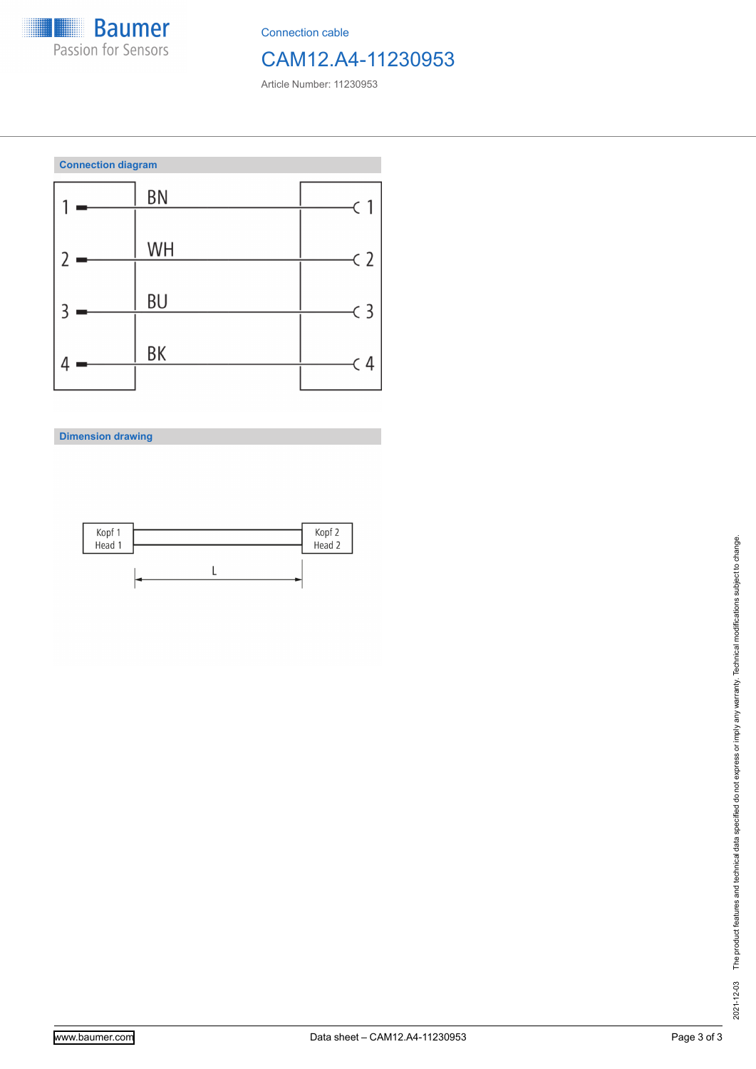Connection cable

# CAM12.A4-11230953

Article Number: 11230953

## Connection diagram

1 BN 1
2 WH 2
3 BU 3
4 BK 4

## Dimension drawing

Kopf 1
Head 1

Kopf 2
Head 2

L

2021-12-03 The product features and technical data specified do not express or imply any warranty. Technical modifications subject to change.